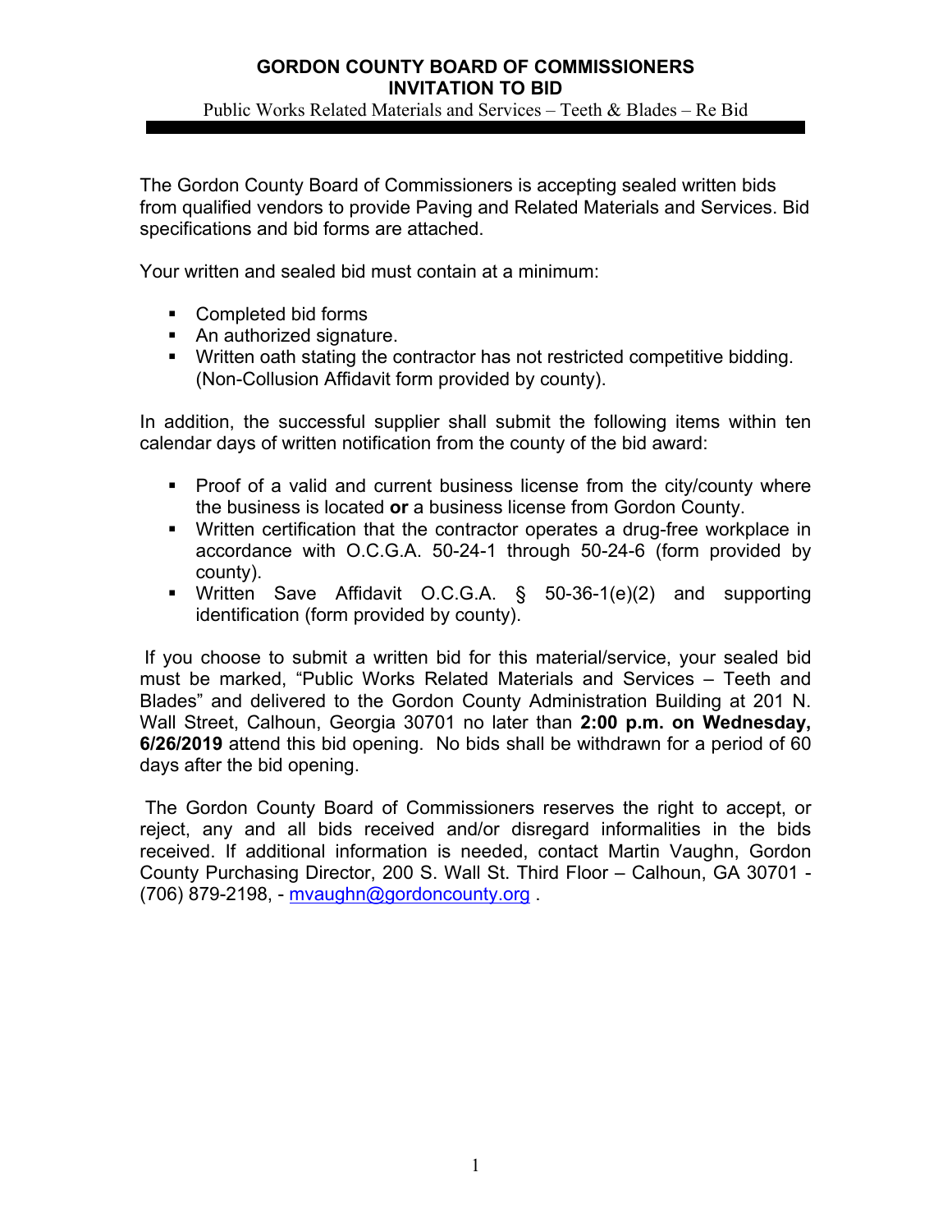# GORDON COUNTY BOARD OF COMMISSIONERS
## INVITATION TO BID

Public Works Related Materials and Services – Teeth & Blades – Re Bid

---

The Gordon County Board of Commissioners is accepting sealed written bids from qualified vendors to provide Paving and Related Materials and Services. Bid specifications and bid forms are attached.

Your written and sealed bid must contain at a minimum:

- Completed bid forms
- An authorized signature.
- Written oath stating the contractor has not restricted competitive bidding. (Non-Collusion Affidavit form provided by county).

In addition, the successful supplier shall submit the following items within ten calendar days of written notification from the county of the bid award:

- Proof of a valid and current business license from the city/county where the business is located **or** a business license from Gordon County.
- Written certification that the contractor operates a drug-free workplace in accordance with O.C.G.A. 50-24-1 through 50-24-6 (form provided by county).
- Written Save Affidavit O.C.G.A. § 50-36-1(e)(2) and supporting identification (form provided by county).

If you choose to submit a written bid for this material/service, your sealed bid must be marked, "Public Works Related Materials and Services – Teeth and Blades" and delivered to the Gordon County Administration Building at 201 N. Wall Street, Calhoun, Georgia 30701 no later than **2:00 p.m. on Wednesday, 6/26/2019** attend this bid opening. No bids shall be withdrawn for a period of 60 days after the bid opening.

The Gordon County Board of Commissioners reserves the right to accept, or reject, any and all bids received and/or disregard informalities in the bids received. If additional information is needed, contact Martin Vaughn, Gordon County Purchasing Director, 200 S. Wall St. Third Floor – Calhoun, GA 30701 - (706) 879-2198, - mvaughn@gordoncounty.org .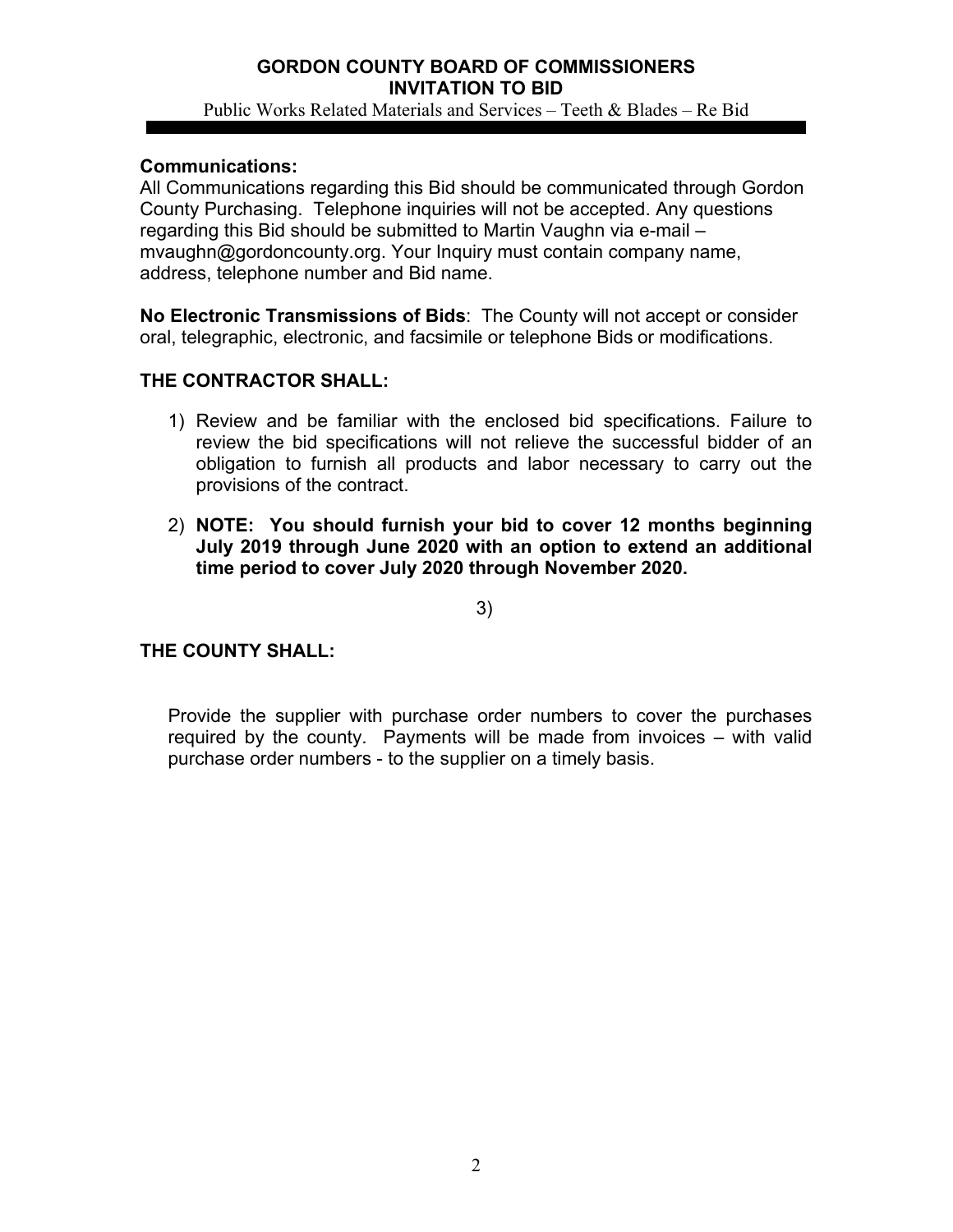**GORDON COUNTY BOARD OF COMMISSIONERS**
**INVITATION TO BID**
Public Works Related Materials and Services – Teeth & Blades – Re Bid

**Communications:**
All Communications regarding this Bid should be communicated through Gordon County Purchasing. Telephone inquiries will not be accepted. Any questions regarding this Bid should be submitted to Martin Vaughn via e-mail – mvaughn@gordoncounty.org. Your Inquiry must contain company name, address, telephone number and Bid name.

**No Electronic Transmissions of Bids**: The County will not accept or consider oral, telegraphic, electronic, and facsimile or telephone Bids or modifications.

**THE CONTRACTOR SHALL:**

1) Review and be familiar with the enclosed bid specifications. Failure to review the bid specifications will not relieve the successful bidder of an obligation to furnish all products and labor necessary to carry out the provisions of the contract.

2) **NOTE: You should furnish your bid to cover 12 months beginning July 2019 through June 2020 with an option to extend an additional time period to cover July 2020 through November 2020.**

3)

**THE COUNTY SHALL:**

Provide the supplier with purchase order numbers to cover the purchases required by the county. Payments will be made from invoices – with valid purchase order numbers - to the supplier on a timely basis.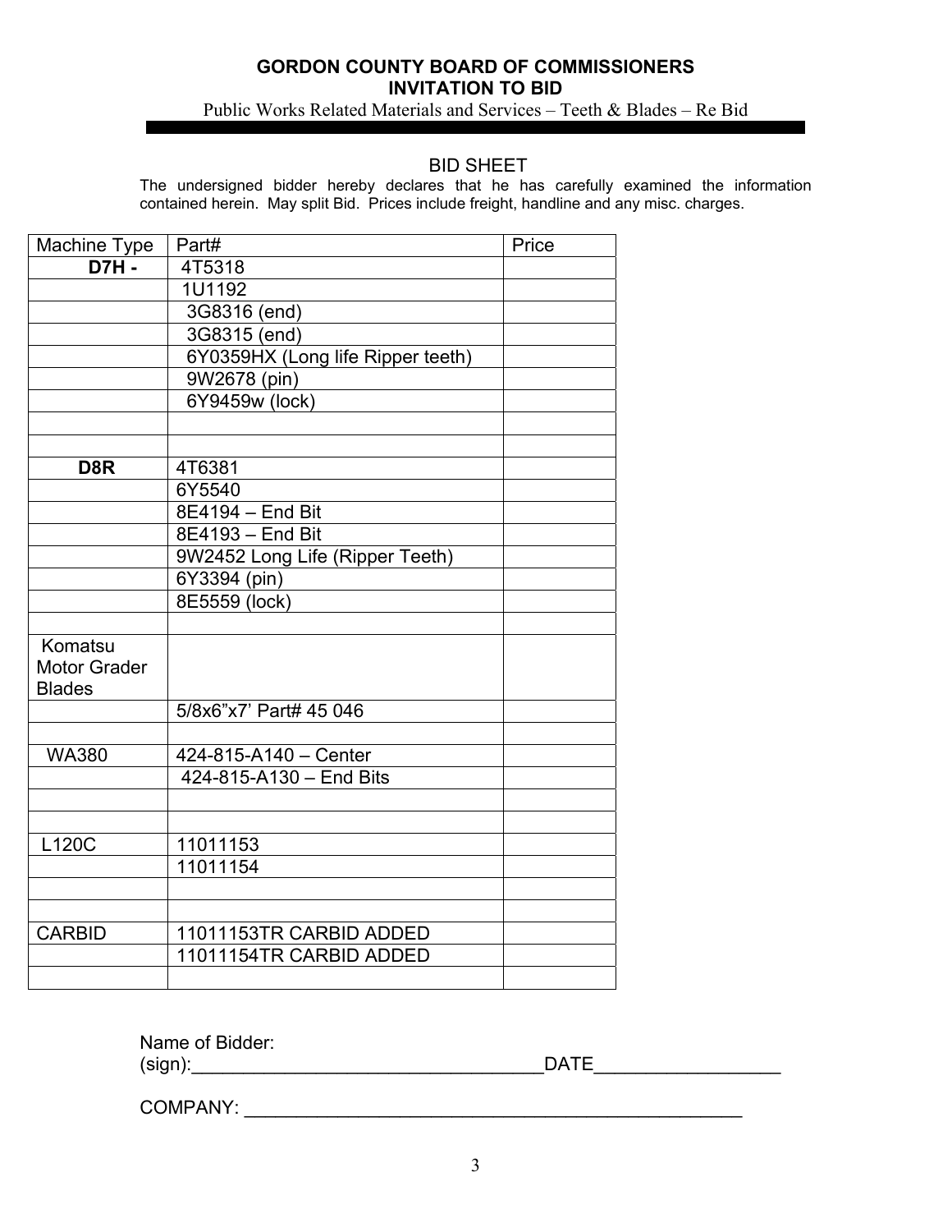**GORDON COUNTY BOARD OF COMMISSIONERS**
**INVITATION TO BID**

Public Works Related Materials and Services – Teeth & Blades – Re Bid

## BID SHEET

The undersigned bidder hereby declares that he has carefully examined the information contained herein. May split Bid. Prices include freight, handline and any misc. charges.

| Machine Type | Part# | Price |
|---|---|---|
| **D7H -** | 4T5318 | |
| | 1U1192 | |
| | 3G8316 (end) | |
| | 3G8315 (end) | |
| | 6Y0359HX (Long life Ripper teeth) | |
| | 9W2678 (pin) | |
| | 6Y9459w (lock) | |
| | | |
| | | |
| **D8R** | 4T6381 | |
| | 6Y5540 | |
| | 8E4194 – End Bit | |
| | 8E4193 – End Bit | |
| | 9W2452 Long Life (Ripper Teeth) | |
| | 6Y3394 (pin) | |
| | 8E5559 (lock) | |
| | | |
| Komatsu Motor Grader Blades | | |
| | 5/8x6”x7’ Part# 45 046 | |
| | | |
| WA380 | 424-815-A140 – Center | |
| | 424-815-A130 – End Bits | |
| | | |
| | | |
| L120C | 11011153 | |
| | 11011154 | |
| | | |
| | | |
| CARBID | 11011153TR CARBID ADDED | |
| | 11011154TR CARBID ADDED | |
| | | |

Name of Bidder:
(sign):___________________________________DATE__________________

COMPANY: ___________________________________________________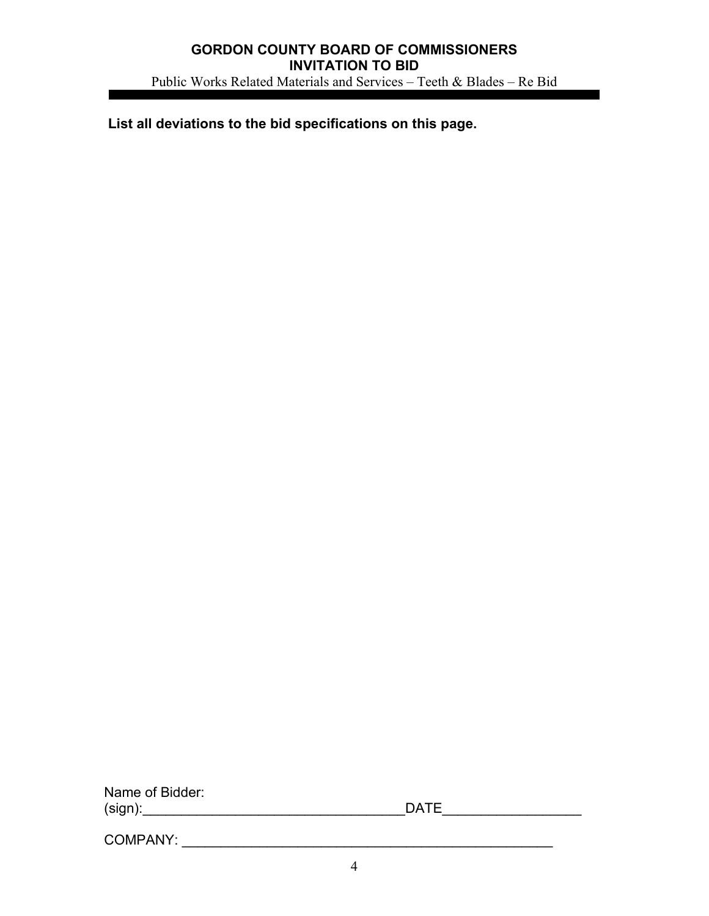**List all deviations to the bid specifications on this page.**

Name of Bidder:
(sign):_________________________________DATE_________________

COMPANY: ______________________________________________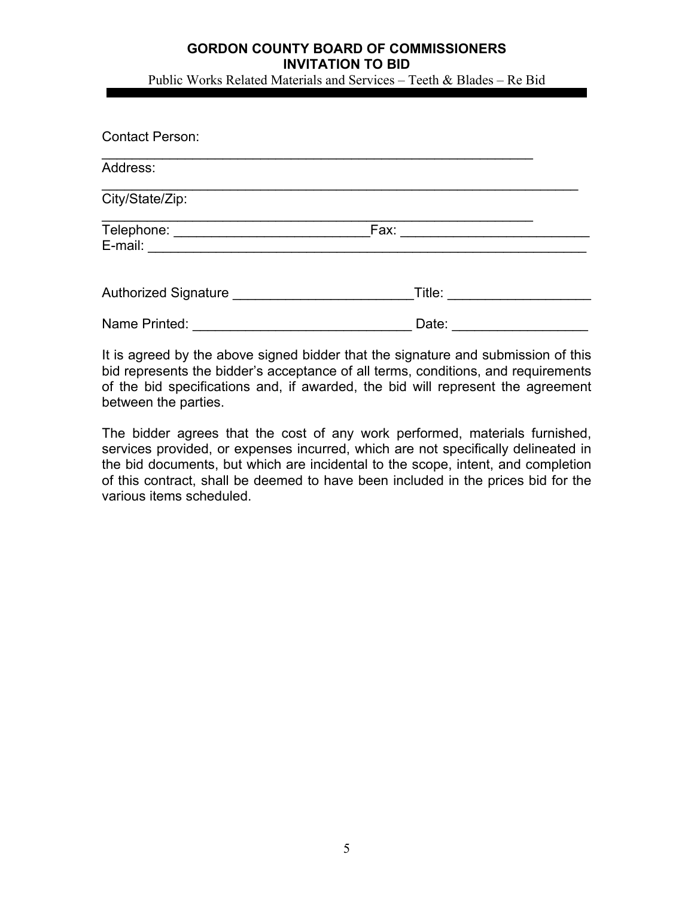Contact Person: ____________________________________________

Address: ____________________________________________

City/State/Zip: ____________________________________________

Telephone: __________________________ Fax: __________________________

E-mail: ____________________________________________

Authorized Signature ________________________ Title: ___________________

Name Printed: _____________________________ Date: __________________

It is agreed by the above signed bidder that the signature and submission of this bid represents the bidder's acceptance of all terms, conditions, and requirements of the bid specifications and, if awarded, the bid will represent the agreement between the parties.

The bidder agrees that the cost of any work performed, materials furnished, services provided, or expenses incurred, which are not specifically delineated in the bid documents, but which are incidental to the scope, intent, and completion of this contract, shall be deemed to have been included in the prices bid for the various items scheduled.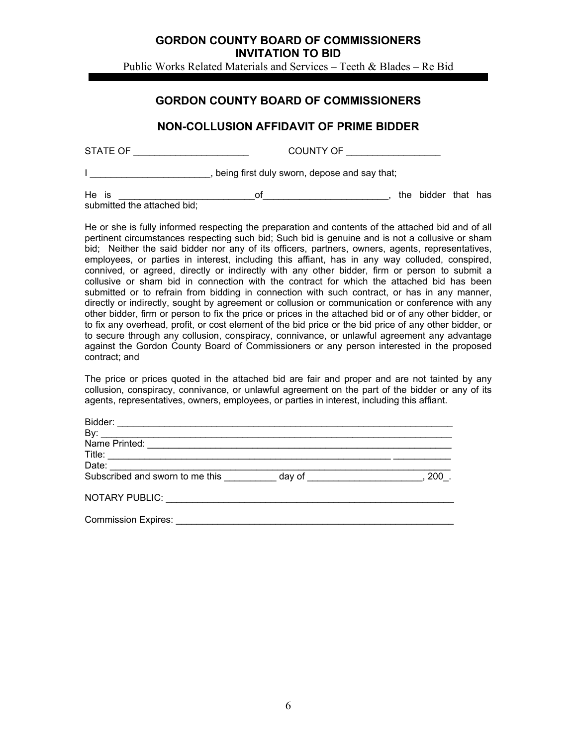# GORDON COUNTY BOARD OF COMMISSIONERS

## NON-COLLUSION AFFIDAVIT OF PRIME BIDDER

STATE OF ______________________ COUNTY OF __________________

I _______________________, being first duly sworn, depose and say that;

He is __________________________of________________________, the bidder that has submitted the attached bid;

He or she is fully informed respecting the preparation and contents of the attached bid and of all pertinent circumstances respecting such bid; Such bid is genuine and is not a collusive or sham bid; Neither the said bidder nor any of its officers, partners, owners, agents, representatives, employees, or parties in interest, including this affiant, has in any way colluded, conspired, connived, or agreed, directly or indirectly with any other bidder, firm or person to submit a collusive or sham bid in connection with the contract for which the attached bid has been submitted or to refrain from bidding in connection with such contract, or has in any manner, directly or indirectly, sought by agreement or collusion or communication or conference with any other bidder, firm or person to fix the price or prices in the attached bid or of any other bidder, or to fix any overhead, profit, or cost element of the bid price or the bid price of any other bidder, or to secure through any collusion, conspiracy, connivance, or unlawful agreement any advantage against the Gordon County Board of Commissioners or any person interested in the proposed contract; and

The price or prices quoted in the attached bid are fair and proper and are not tainted by any collusion, conspiracy, connivance, or unlawful agreement on the part of the bidder or any of its agents, representatives, owners, employees, or parties in interest, including this affiant.

Bidder: ____________________________________________________________________

By: _______________________________________________________________________

Name Printed: _______________________________________________________________

Title: _______________________________________________________ ___________

Date: ______________________________________________________________________

Subscribed and sworn to me this __________ day of ______________________, 200_.

NOTARY PUBLIC: _________________________________________________________

Commission Expires: ______________________________________________________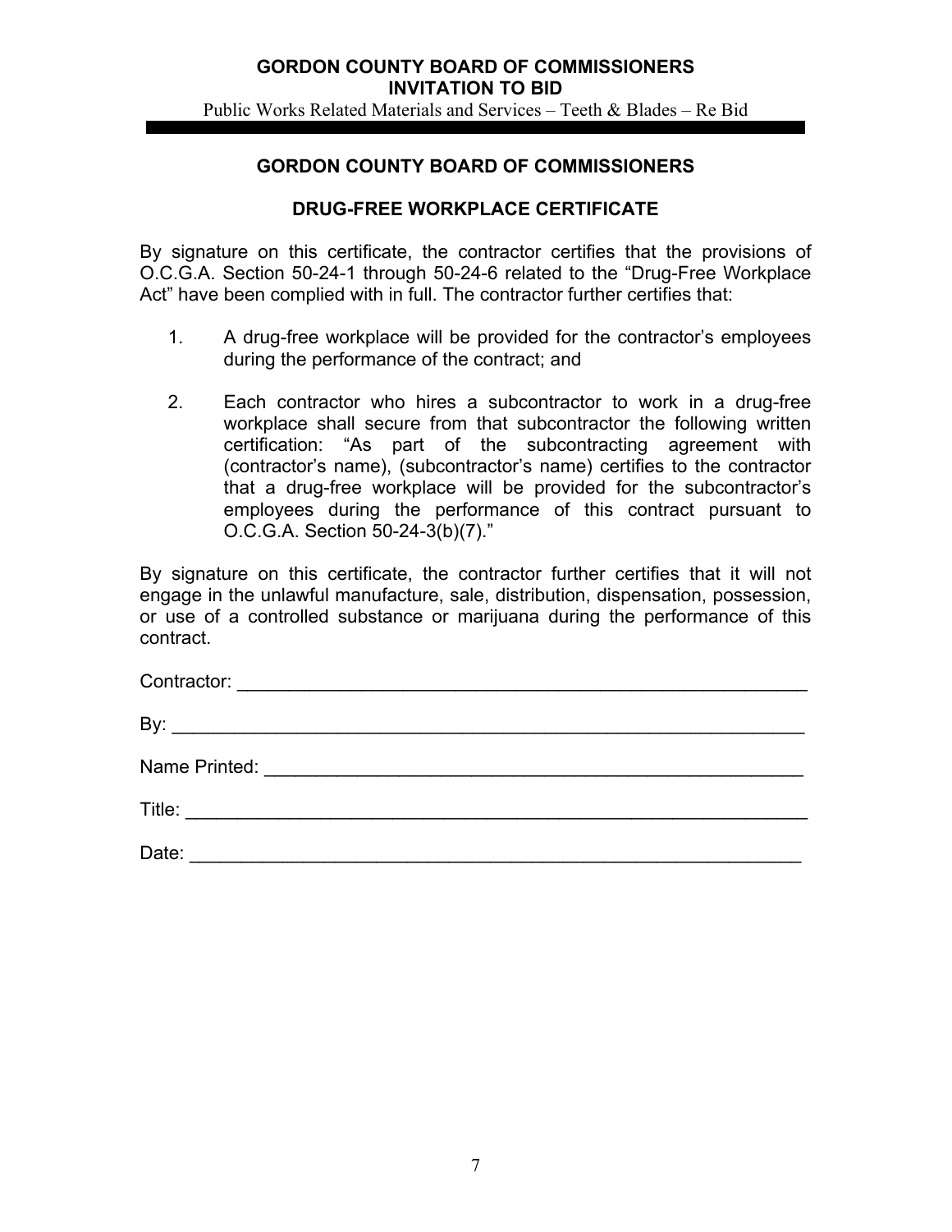## GORDON COUNTY BOARD OF COMMISSIONERS

### DRUG-FREE WORKPLACE CERTIFICATE

By signature on this certificate, the contractor certifies that the provisions of O.C.G.A. Section 50-24-1 through 50-24-6 related to the "Drug-Free Workplace Act" have been complied with in full. The contractor further certifies that:

1. A drug-free workplace will be provided for the contractor's employees during the performance of the contract; and

2. Each contractor who hires a subcontractor to work in a drug-free workplace shall secure from that subcontractor the following written certification: "As part of the subcontracting agreement with (contractor's name), (subcontractor's name) certifies to the contractor that a drug-free workplace will be provided for the subcontractor's employees during the performance of this contract pursuant to O.C.G.A. Section 50-24-3(b)(7)."

By signature on this certificate, the contractor further certifies that it will not engage in the unlawful manufacture, sale, distribution, dispensation, possession, or use of a controlled substance or marijuana during the performance of this contract.

Contractor: ________________________________________________________

By: ______________________________________________________________

Name Printed: _____________________________________________________

Title: _____________________________________________________________

Date: _____________________________________________________________